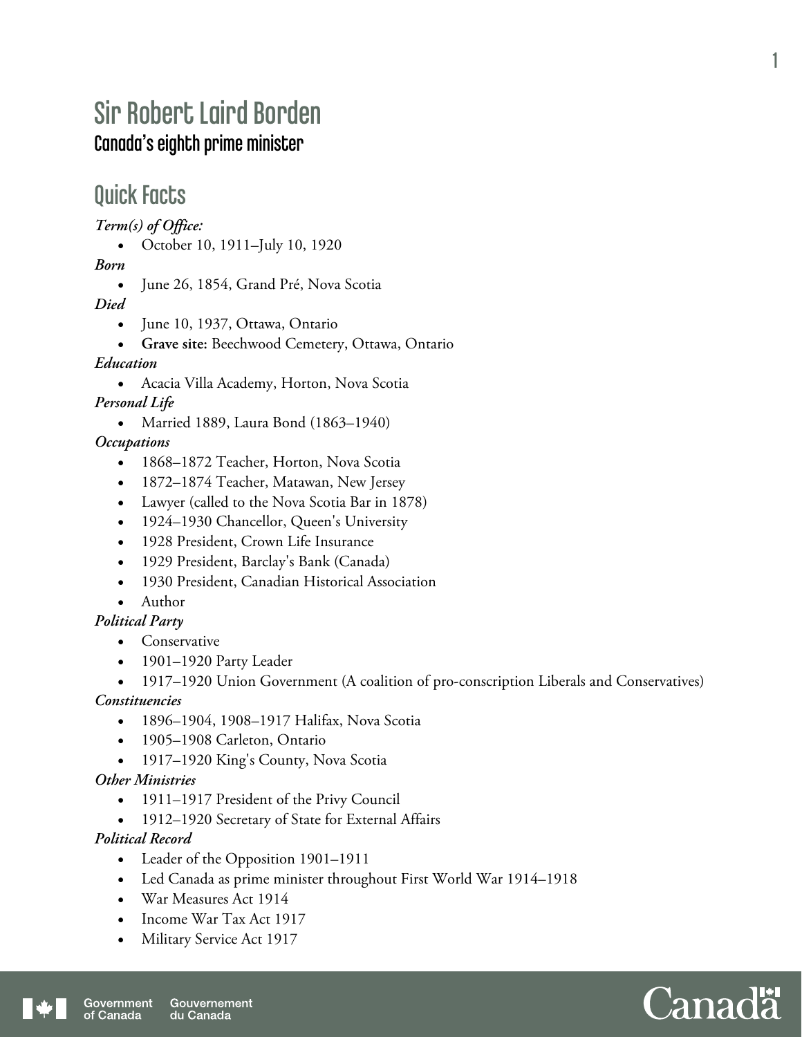# Sir Robert Laird Borden

### Canada's eighth prime minister

## Quick Facts

***Term(s) of Office:***

- October 10, 1911–July 10, 1920

***Born***

- June 26, 1854, Grand Pré, Nova Scotia

***Died***

- June 10, 1937, Ottawa, Ontario
- **Grave site:** Beechwood Cemetery, Ottawa, Ontario

***Education***

- Acacia Villa Academy, Horton, Nova Scotia

***Personal Life***

- Married 1889, Laura Bond (1863–1940)

***Occupations***

- 1868–1872 Teacher, Horton, Nova Scotia
- 1872–1874 Teacher, Matawan, New Jersey
- Lawyer (called to the Nova Scotia Bar in 1878)
- 1924–1930 Chancellor, Queen's University
- 1928 President, Crown Life Insurance
- 1929 President, Barclay's Bank (Canada)
- 1930 President, Canadian Historical Association
- Author

***Political Party***

- Conservative
- 1901–1920 Party Leader
- 1917–1920 Union Government (A coalition of pro-conscription Liberals and Conservatives)

***Constituencies***

- 1896–1904, 1908–1917 Halifax, Nova Scotia
- 1905–1908 Carleton, Ontario
- 1917–1920 King's County, Nova Scotia

***Other Ministries***

- 1911–1917 President of the Privy Council
- 1912–1920 Secretary of State for External Affairs

***Political Record***

- Leader of the Opposition 1901–1911
- Led Canada as prime minister throughout First World War 1914–1918
- War Measures Act 1914
- Income War Tax Act 1917
- Military Service Act 1917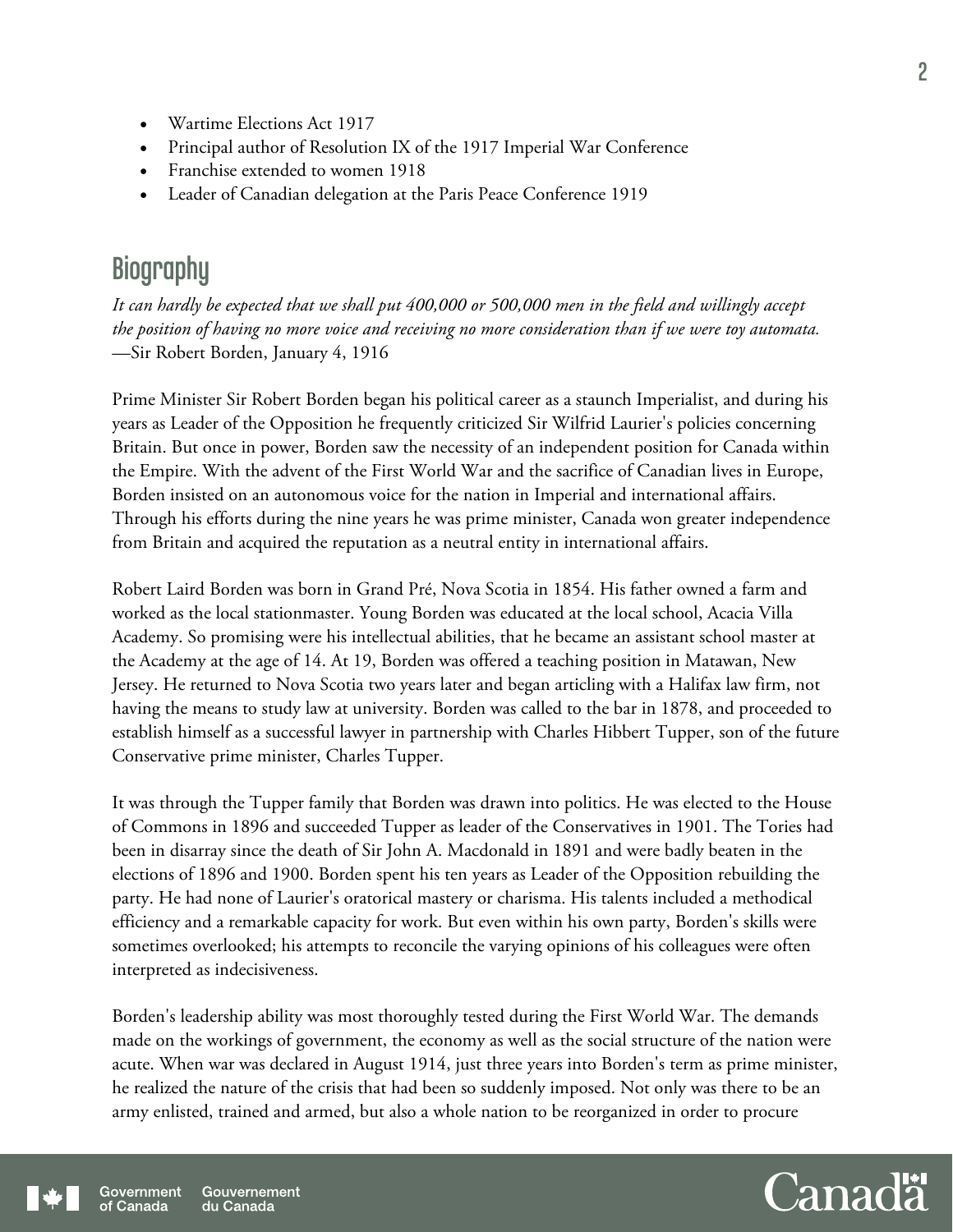- Wartime Elections Act 1917
- Principal author of Resolution IX of the 1917 Imperial War Conference
- Franchise extended to women 1918
- Leader of Canadian delegation at the Paris Peace Conference 1919

## Biography

*It can hardly be expected that we shall put 400,000 or 500,000 men in the field and willingly accept the position of having no more voice and receiving no more consideration than if we were toy automata.*
—Sir Robert Borden, January 4, 1916

Prime Minister Sir Robert Borden began his political career as a staunch Imperialist, and during his years as Leader of the Opposition he frequently criticized Sir Wilfrid Laurier's policies concerning Britain. But once in power, Borden saw the necessity of an independent position for Canada within the Empire. With the advent of the First World War and the sacrifice of Canadian lives in Europe, Borden insisted on an autonomous voice for the nation in Imperial and international affairs. Through his efforts during the nine years he was prime minister, Canada won greater independence from Britain and acquired the reputation as a neutral entity in international affairs.

Robert Laird Borden was born in Grand Pré, Nova Scotia in 1854. His father owned a farm and worked as the local stationmaster. Young Borden was educated at the local school, Acacia Villa Academy. So promising were his intellectual abilities, that he became an assistant school master at the Academy at the age of 14. At 19, Borden was offered a teaching position in Matawan, New Jersey. He returned to Nova Scotia two years later and began articling with a Halifax law firm, not having the means to study law at university. Borden was called to the bar in 1878, and proceeded to establish himself as a successful lawyer in partnership with Charles Hibbert Tupper, son of the future Conservative prime minister, Charles Tupper.

It was through the Tupper family that Borden was drawn into politics. He was elected to the House of Commons in 1896 and succeeded Tupper as leader of the Conservatives in 1901. The Tories had been in disarray since the death of Sir John A. Macdonald in 1891 and were badly beaten in the elections of 1896 and 1900. Borden spent his ten years as Leader of the Opposition rebuilding the party. He had none of Laurier's oratorical mastery or charisma. His talents included a methodical efficiency and a remarkable capacity for work. But even within his own party, Borden's skills were sometimes overlooked; his attempts to reconcile the varying opinions of his colleagues were often interpreted as indecisiveness.

Borden's leadership ability was most thoroughly tested during the First World War. The demands made on the workings of government, the economy as well as the social structure of the nation were acute. When war was declared in August 1914, just three years into Borden's term as prime minister, he realized the nature of the crisis that had been so suddenly imposed. Not only was there to be an army enlisted, trained and armed, but also a whole nation to be reorganized in order to procure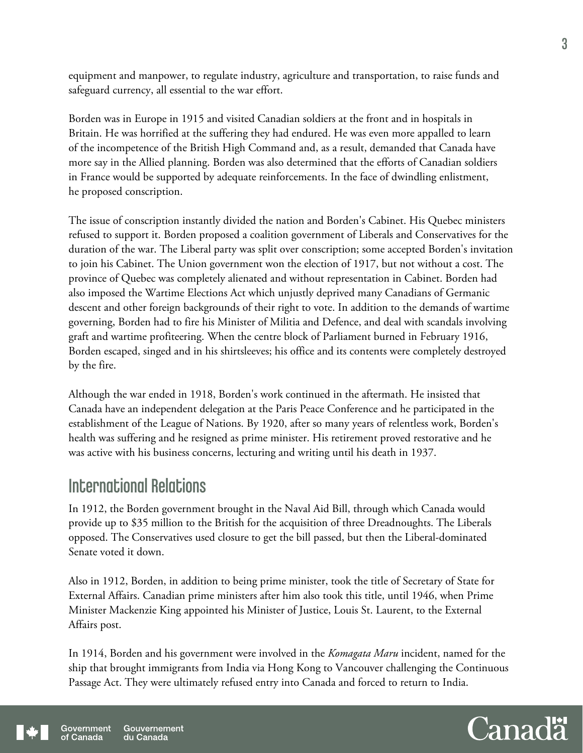equipment and manpower, to regulate industry, agriculture and transportation, to raise funds and safeguard currency, all essential to the war effort.

Borden was in Europe in 1915 and visited Canadian soldiers at the front and in hospitals in Britain. He was horrified at the suffering they had endured. He was even more appalled to learn of the incompetence of the British High Command and, as a result, demanded that Canada have more say in the Allied planning. Borden was also determined that the efforts of Canadian soldiers in France would be supported by adequate reinforcements. In the face of dwindling enlistment, he proposed conscription.

The issue of conscription instantly divided the nation and Borden's Cabinet. His Quebec ministers refused to support it. Borden proposed a coalition government of Liberals and Conservatives for the duration of the war. The Liberal party was split over conscription; some accepted Borden's invitation to join his Cabinet. The Union government won the election of 1917, but not without a cost. The province of Quebec was completely alienated and without representation in Cabinet. Borden had also imposed the Wartime Elections Act which unjustly deprived many Canadians of Germanic descent and other foreign backgrounds of their right to vote. In addition to the demands of wartime governing, Borden had to fire his Minister of Militia and Defence, and deal with scandals involving graft and wartime profiteering. When the centre block of Parliament burned in February 1916, Borden escaped, singed and in his shirtsleeves; his office and its contents were completely destroyed by the fire.

Although the war ended in 1918, Borden's work continued in the aftermath. He insisted that Canada have an independent delegation at the Paris Peace Conference and he participated in the establishment of the League of Nations. By 1920, after so many years of relentless work, Borden's health was suffering and he resigned as prime minister. His retirement proved restorative and he was active with his business concerns, lecturing and writing until his death in 1937.

## International Relations

In 1912, the Borden government brought in the Naval Aid Bill, through which Canada would provide up to $35 million to the British for the acquisition of three Dreadnoughts. The Liberals opposed. The Conservatives used closure to get the bill passed, but then the Liberal-dominated Senate voted it down.

Also in 1912, Borden, in addition to being prime minister, took the title of Secretary of State for External Affairs. Canadian prime ministers after him also took this title, until 1946, when Prime Minister Mackenzie King appointed his Minister of Justice, Louis St. Laurent, to the External Affairs post.

In 1914, Borden and his government were involved in the *Komagata Maru* incident, named for the ship that brought immigrants from India via Hong Kong to Vancouver challenging the Continuous Passage Act. They were ultimately refused entry into Canada and forced to return to India.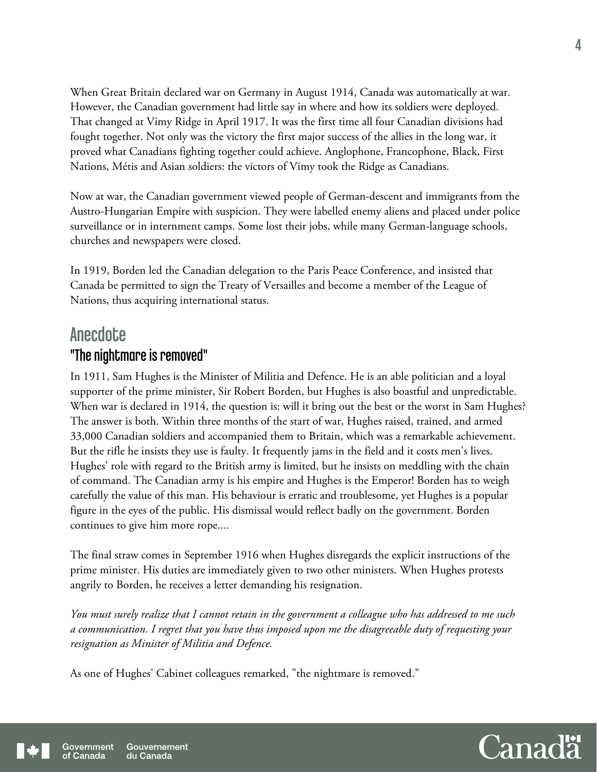When Great Britain declared war on Germany in August 1914, Canada was automatically at war. However, the Canadian government had little say in where and how its soldiers were deployed. That changed at Vimy Ridge in April 1917. It was the first time all four Canadian divisions had fought together. Not only was the victory the first major success of the allies in the long war, it proved what Canadians fighting together could achieve. Anglophone, Francophone, Black, First Nations, Métis and Asian soldiers: the victors of Vimy took the Ridge as Canadians.

Now at war, the Canadian government viewed people of German-descent and immigrants from the Austro-Hungarian Empire with suspicion. They were labelled enemy aliens and placed under police surveillance or in internment camps. Some lost their jobs, while many German-language schools, churches and newspapers were closed.

In 1919, Borden led the Canadian delegation to the Paris Peace Conference, and insisted that Canada be permitted to sign the Treaty of Versailles and become a member of the League of Nations, thus acquiring international status.

## Anecdote

### "The nightmare is removed"

In 1911, Sam Hughes is the Minister of Militia and Defence. He is an able politician and a loyal supporter of the prime minister, Sir Robert Borden, but Hughes is also boastful and unpredictable. When war is declared in 1914, the question is: will it bring out the best or the worst in Sam Hughes? The answer is both. Within three months of the start of war, Hughes raised, trained, and armed 33,000 Canadian soldiers and accompanied them to Britain, which was a remarkable achievement. But the rifle he insists they use is faulty. It frequently jams in the field and it costs men's lives. Hughes' role with regard to the British army is limited, but he insists on meddling with the chain of command. The Canadian army is his empire and Hughes is the Emperor! Borden has to weigh carefully the value of this man. His behaviour is erratic and troublesome, yet Hughes is a popular figure in the eyes of the public. His dismissal would reflect badly on the government. Borden continues to give him more rope....

The final straw comes in September 1916 when Hughes disregards the explicit instructions of the prime minister. His duties are immediately given to two other ministers. When Hughes protests angrily to Borden, he receives a letter demanding his resignation.

*You must surely realize that I cannot retain in the government a colleague who has addressed to me such a communication. I regret that you have thus imposed upon me the disagreeable duty of requesting your resignation as Minister of Militia and Defence.*

As one of Hughes' Cabinet colleagues remarked, "the nightmare is removed."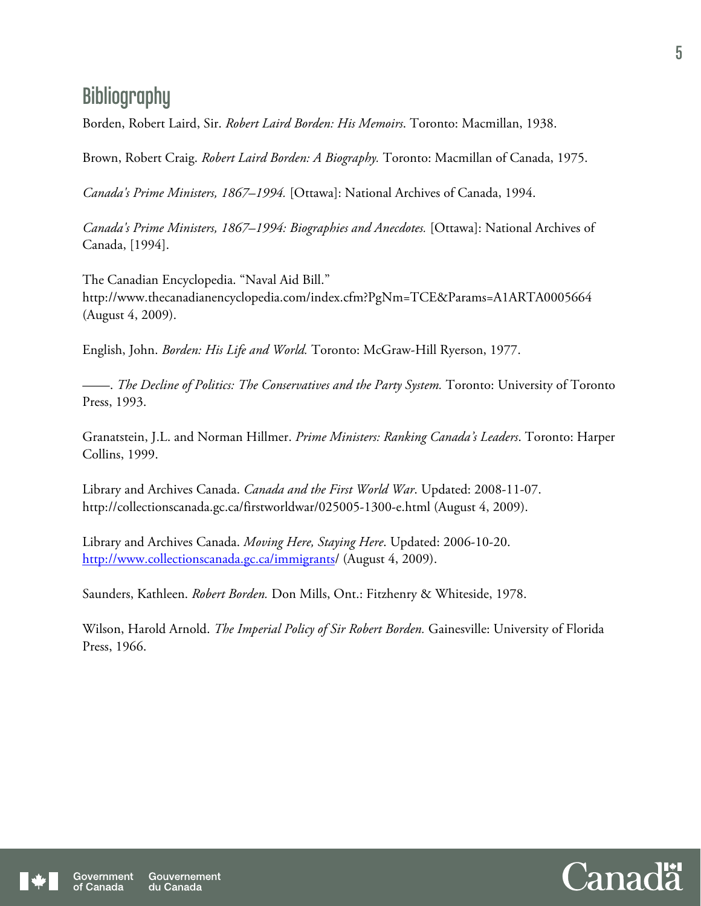## Bibliography

Borden, Robert Laird, Sir. *Robert Laird Borden: His Memoirs*. Toronto: Macmillan, 1938.

Brown, Robert Craig. *Robert Laird Borden: A Biography.* Toronto: Macmillan of Canada, 1975.

*Canada's Prime Ministers, 1867–1994.* [Ottawa]: National Archives of Canada, 1994.

*Canada's Prime Ministers, 1867–1994: Biographies and Anecdotes.* [Ottawa]: National Archives of Canada, [1994].

The Canadian Encyclopedia. "Naval Aid Bill." http://www.thecanadianencyclopedia.com/index.cfm?PgNm=TCE&Params=A1ARTA0005664 (August 4, 2009).

English, John. *Borden: His Life and World.* Toronto: McGraw-Hill Ryerson, 1977.

——. *The Decline of Politics: The Conservatives and the Party System.* Toronto: University of Toronto Press, 1993.

Granatstein, J.L. and Norman Hillmer. *Prime Ministers: Ranking Canada's Leaders*. Toronto: Harper Collins, 1999.

Library and Archives Canada. *Canada and the First World War*. Updated: 2008-11-07. http://collectionscanada.gc.ca/firstworldwar/025005-1300-e.html (August 4, 2009).

Library and Archives Canada. *Moving Here, Staying Here*. Updated: 2006-10-20. http://www.collectionscanada.gc.ca/immigrants/ (August 4, 2009).

Saunders, Kathleen. *Robert Borden.* Don Mills, Ont.: Fitzhenry & Whiteside, 1978.

Wilson, Harold Arnold. *The Imperial Policy of Sir Robert Borden.* Gainesville: University of Florida Press, 1966.